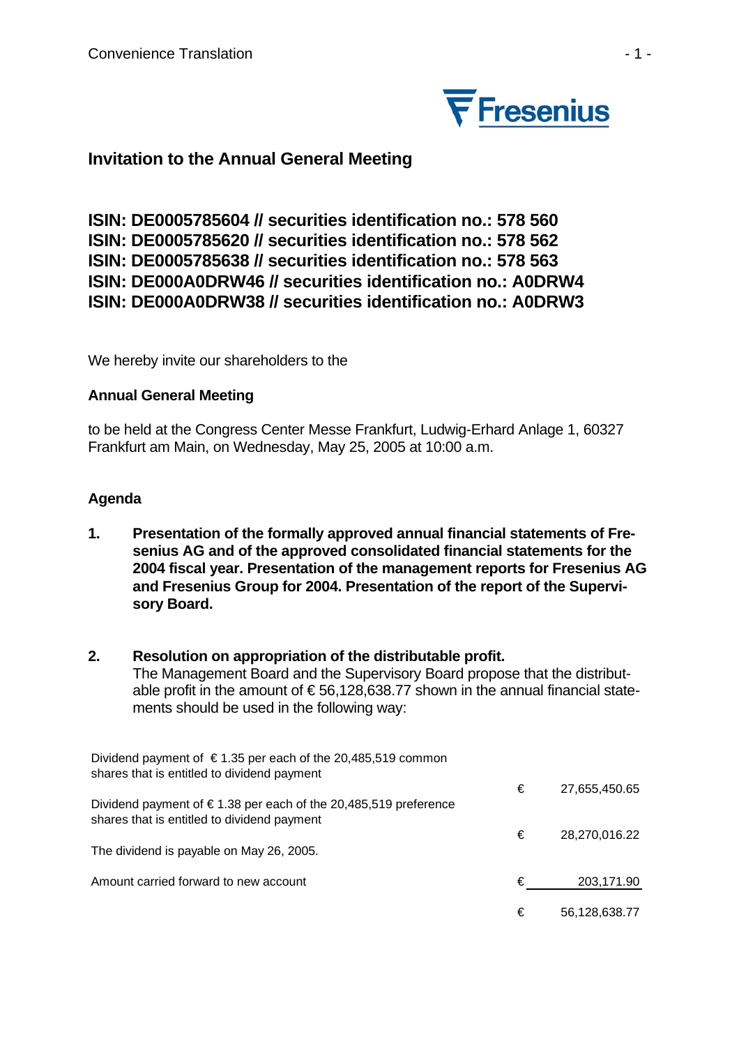Convenience Translation

## Invitation to the Annual General Meeting

**ISIN: DE0005785604 // securities identification no.: 578 560**
**ISIN: DE0005785620 // securities identification no.: 578 562**
**ISIN: DE0005785638 // securities identification no.: 578 563**
**ISIN: DE000A0DRW46 // securities identification no.: A0DRW4**
**ISIN: DE000A0DRW38 // securities identification no.: A0DRW3**

We hereby invite our shareholders to the

**Annual General Meeting**

to be held at the Congress Center Messe Frankfurt, Ludwig-Erhard Anlage 1, 60327 Frankfurt am Main, on Wednesday, May 25, 2005 at 10:00 a.m.

### Agenda

1. **Presentation of the formally approved annual financial statements of Fresenius AG and of the approved consolidated financial statements for the 2004 fiscal year. Presentation of the management reports for Fresenius AG and Fresenius Group for 2004. Presentation of the report of the Supervisory Board.**

2. **Resolution on appropriation of the distributable profit.**
   The Management Board and the Supervisory Board propose that the distributable profit in the amount of € 56,128,638.77 shown in the annual financial statements should be used in the following way:

| | | |
|---|---|---|
| Dividend payment of € 1.35 per each of the 20,485,519 common shares that is entitled to dividend payment | € | 27,655,450.65 |
| Dividend payment of € 1.38 per each of the 20,485,519 preference shares that is entitled to dividend payment | € | 28,270,016.22 |
| The dividend is payable on May 26, 2005. | | |
| Amount carried forward to new account | € | 203,171.90 |
| | € | 56,128,638.77 |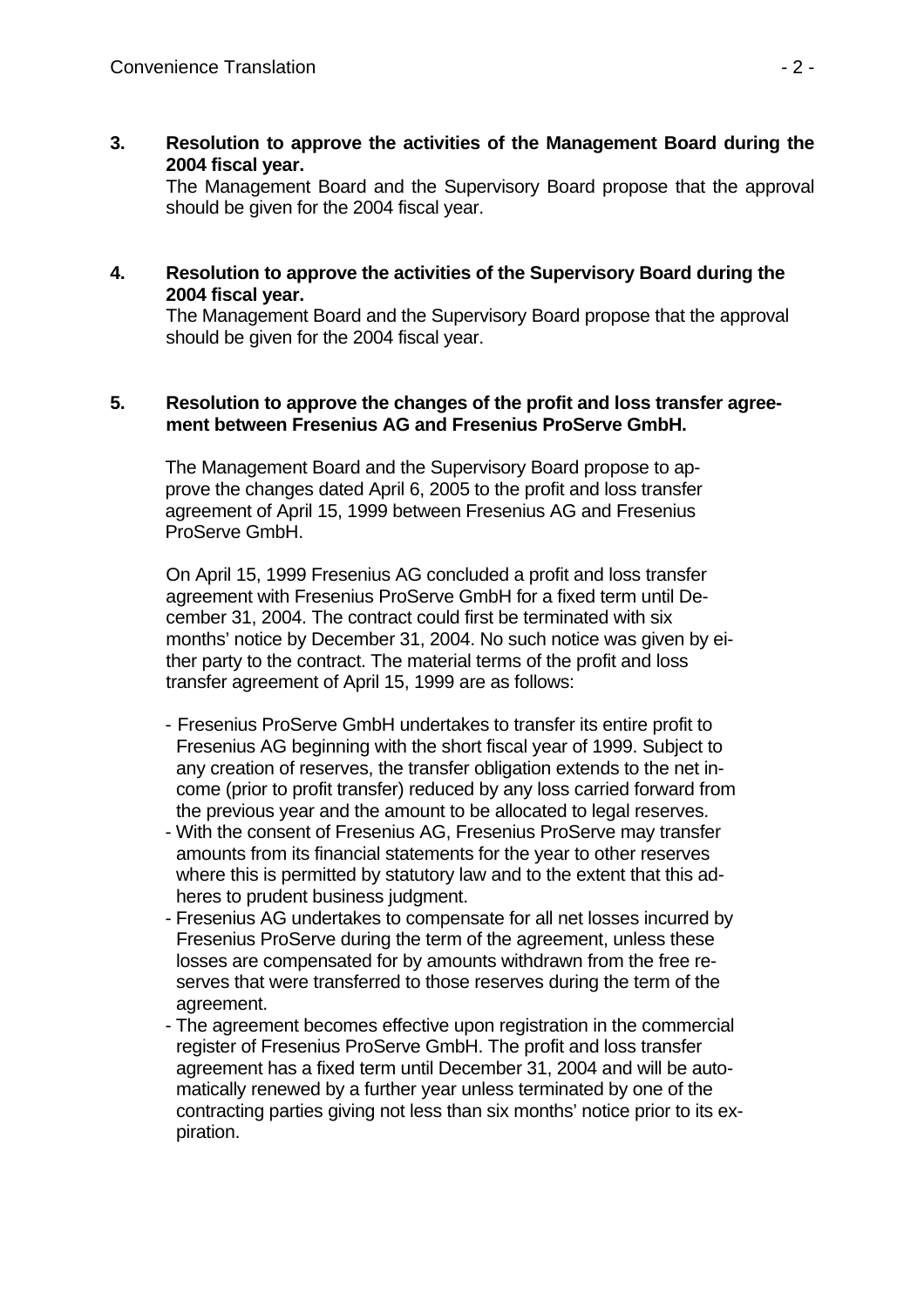**3. Resolution to approve the activities of the Management Board during the 2004 fiscal year.**

The Management Board and the Supervisory Board propose that the approval should be given for the 2004 fiscal year.

**4. Resolution to approve the activities of the Supervisory Board during the 2004 fiscal year.**

The Management Board and the Supervisory Board propose that the approval should be given for the 2004 fiscal year.

**5. Resolution to approve the changes of the profit and loss transfer agreement between Fresenius AG and Fresenius ProServe GmbH.**

The Management Board and the Supervisory Board propose to approve the changes dated April 6, 2005 to the profit and loss transfer agreement of April 15, 1999 between Fresenius AG and Fresenius ProServe GmbH.

On April 15, 1999 Fresenius AG concluded a profit and loss transfer agreement with Fresenius ProServe GmbH for a fixed term until December 31, 2004. The contract could first be terminated with six months' notice by December 31, 2004. No such notice was given by either party to the contract. The material terms of the profit and loss transfer agreement of April 15, 1999 are as follows:

- Fresenius ProServe GmbH undertakes to transfer its entire profit to Fresenius AG beginning with the short fiscal year of 1999. Subject to any creation of reserves, the transfer obligation extends to the net income (prior to profit transfer) reduced by any loss carried forward from the previous year and the amount to be allocated to legal reserves.
- With the consent of Fresenius AG, Fresenius ProServe may transfer amounts from its financial statements for the year to other reserves where this is permitted by statutory law and to the extent that this adheres to prudent business judgment.
- Fresenius AG undertakes to compensate for all net losses incurred by Fresenius ProServe during the term of the agreement, unless these losses are compensated for by amounts withdrawn from the free reserves that were transferred to those reserves during the term of the agreement.
- The agreement becomes effective upon registration in the commercial register of Fresenius ProServe GmbH. The profit and loss transfer agreement has a fixed term until December 31, 2004 and will be automatically renewed by a further year unless terminated by one of the contracting parties giving not less than six months' notice prior to its expiration.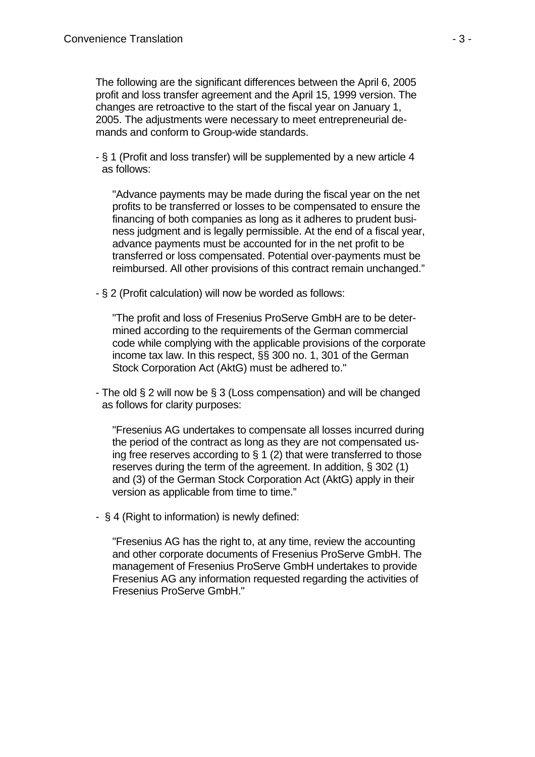The following are the significant differences between the April 6, 2005 profit and loss transfer agreement and the April 15, 1999 version. The changes are retroactive to the start of the fiscal year on January 1, 2005. The adjustments were necessary to meet entrepreneurial demands and conform to Group-wide standards.

- § 1 (Profit and loss transfer) will be supplemented by a new article 4 as follows:

  "Advance payments may be made during the fiscal year on the net profits to be transferred or losses to be compensated to ensure the financing of both companies as long as it adheres to prudent business judgment and is legally permissible. At the end of a fiscal year, advance payments must be accounted for in the net profit to be transferred or loss compensated. Potential over-payments must be reimbursed. All other provisions of this contract remain unchanged."

- § 2 (Profit calculation) will now be worded as follows:

  "The profit and loss of Fresenius ProServe GmbH are to be determined according to the requirements of the German commercial code while complying with the applicable provisions of the corporate income tax law. In this respect, §§ 300 no. 1, 301 of the German Stock Corporation Act (AktG) must be adhered to."

- The old § 2 will now be § 3 (Loss compensation) and will be changed as follows for clarity purposes:

  "Fresenius AG undertakes to compensate all losses incurred during the period of the contract as long as they are not compensated using free reserves according to § 1 (2) that were transferred to those reserves during the term of the agreement. In addition, § 302 (1) and (3) of the German Stock Corporation Act (AktG) apply in their version as applicable from time to time."

- § 4 (Right to information) is newly defined:

  "Fresenius AG has the right to, at any time, review the accounting and other corporate documents of Fresenius ProServe GmbH. The management of Fresenius ProServe GmbH undertakes to provide Fresenius AG any information requested regarding the activities of Fresenius ProServe GmbH."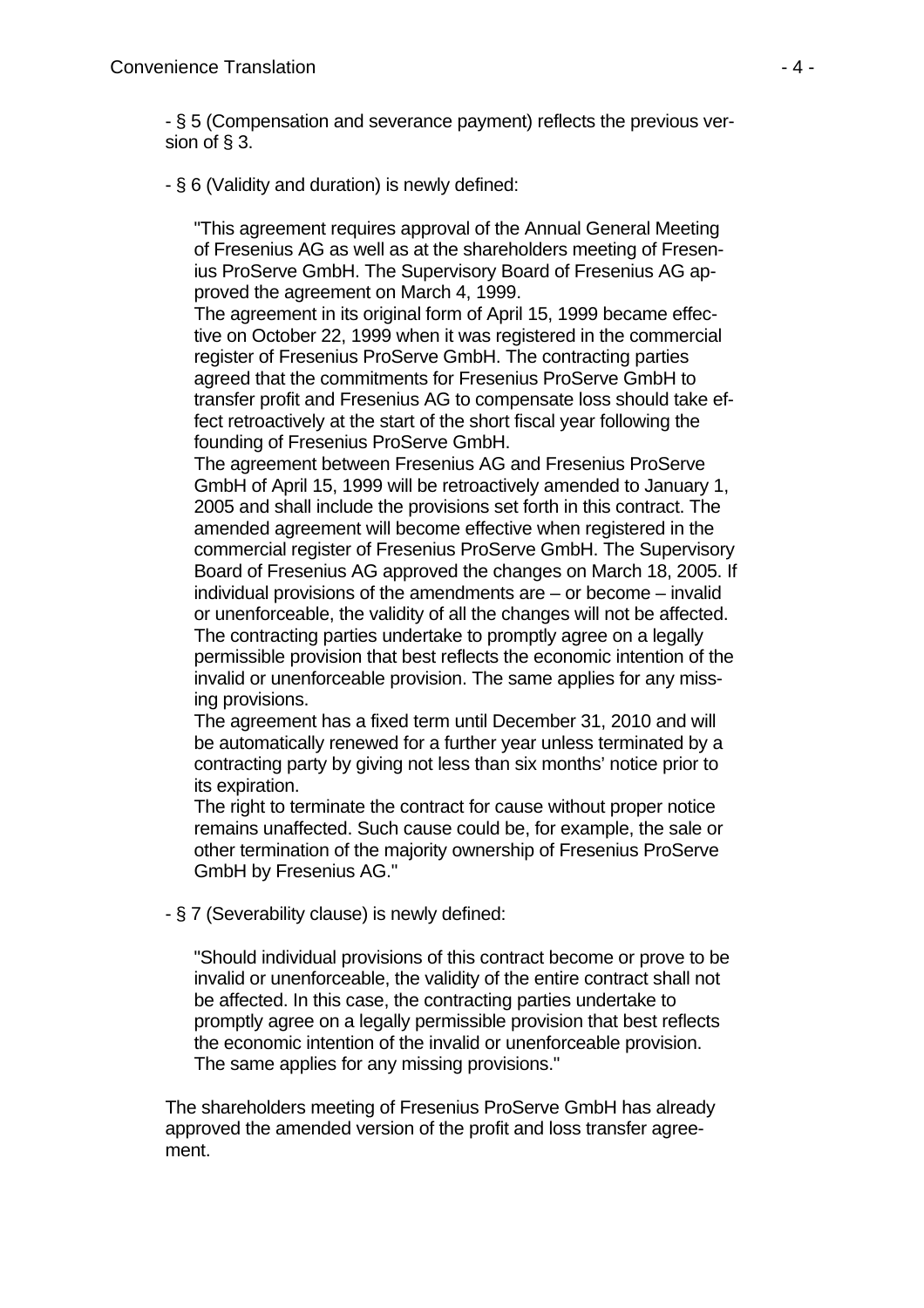- § 5 (Compensation and severance payment) reflects the previous version of § 3.

- § 6 (Validity and duration) is newly defined:

  "This agreement requires approval of the Annual General Meeting of Fresenius AG as well as at the shareholders meeting of Fresenius ProServe GmbH. The Supervisory Board of Fresenius AG approved the agreement on March 4, 1999.
  The agreement in its original form of April 15, 1999 became effective on October 22, 1999 when it was registered in the commercial register of Fresenius ProServe GmbH. The contracting parties agreed that the commitments for Fresenius ProServe GmbH to transfer profit and Fresenius AG to compensate loss should take effect retroactively at the start of the short fiscal year following the founding of Fresenius ProServe GmbH.
  The agreement between Fresenius AG and Fresenius ProServe GmbH of April 15, 1999 will be retroactively amended to January 1, 2005 and shall include the provisions set forth in this contract. The amended agreement will become effective when registered in the commercial register of Fresenius ProServe GmbH. The Supervisory Board of Fresenius AG approved the changes on March 18, 2005. If individual provisions of the amendments are – or become – invalid or unenforceable, the validity of all the changes will not be affected. The contracting parties undertake to promptly agree on a legally permissible provision that best reflects the economic intention of the invalid or unenforceable provision. The same applies for any missing provisions.
  The agreement has a fixed term until December 31, 2010 and will be automatically renewed for a further year unless terminated by a contracting party by giving not less than six months' notice prior to its expiration.
  The right to terminate the contract for cause without proper notice remains unaffected. Such cause could be, for example, the sale or other termination of the majority ownership of Fresenius ProServe GmbH by Fresenius AG."

- § 7 (Severability clause) is newly defined:

  "Should individual provisions of this contract become or prove to be invalid or unenforceable, the validity of the entire contract shall not be affected. In this case, the contracting parties undertake to promptly agree on a legally permissible provision that best reflects the economic intention of the invalid or unenforceable provision. The same applies for any missing provisions."

The shareholders meeting of Fresenius ProServe GmbH has already approved the amended version of the profit and loss transfer agreement.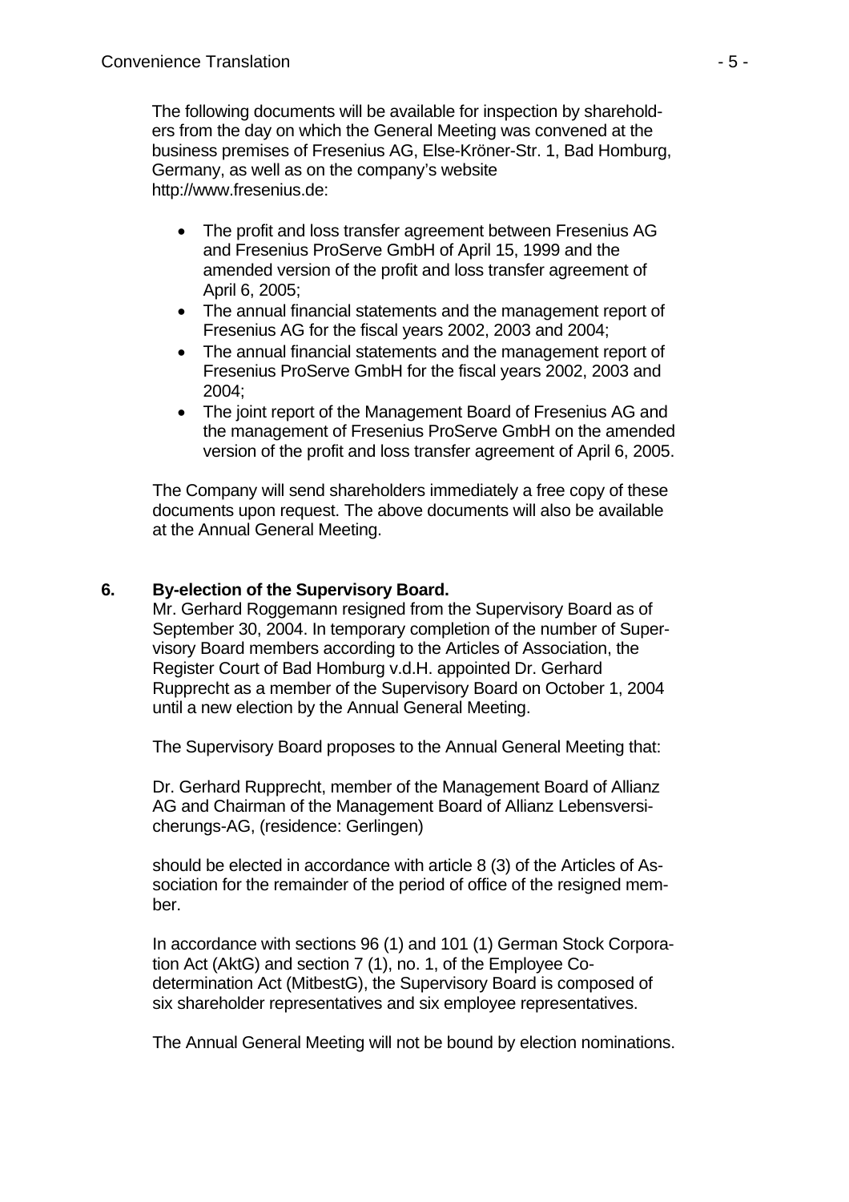The following documents will be available for inspection by shareholders from the day on which the General Meeting was convened at the business premises of Fresenius AG, Else-Kröner-Str. 1, Bad Homburg, Germany, as well as on the company's website http://www.fresenius.de:

- The profit and loss transfer agreement between Fresenius AG and Fresenius ProServe GmbH of April 15, 1999 and the amended version of the profit and loss transfer agreement of April 6, 2005;
- The annual financial statements and the management report of Fresenius AG for the fiscal years 2002, 2003 and 2004;
- The annual financial statements and the management report of Fresenius ProServe GmbH for the fiscal years 2002, 2003 and 2004;
- The joint report of the Management Board of Fresenius AG and the management of Fresenius ProServe GmbH on the amended version of the profit and loss transfer agreement of April 6, 2005.

The Company will send shareholders immediately a free copy of these documents upon request. The above documents will also be available at the Annual General Meeting.

**6. By-election of the Supervisory Board.**

Mr. Gerhard Roggemann resigned from the Supervisory Board as of September 30, 2004. In temporary completion of the number of Supervisory Board members according to the Articles of Association, the Register Court of Bad Homburg v.d.H. appointed Dr. Gerhard Rupprecht as a member of the Supervisory Board on October 1, 2004 until a new election by the Annual General Meeting.

The Supervisory Board proposes to the Annual General Meeting that:

Dr. Gerhard Rupprecht, member of the Management Board of Allianz AG and Chairman of the Management Board of Allianz Lebensversicherungs-AG, (residence: Gerlingen)

should be elected in accordance with article 8 (3) of the Articles of Association for the remainder of the period of office of the resigned member.

In accordance with sections 96 (1) and 101 (1) German Stock Corporation Act (AktG) and section 7 (1), no. 1, of the Employee Codetermination Act (MitbestG), the Supervisory Board is composed of six shareholder representatives and six employee representatives.

The Annual General Meeting will not be bound by election nominations.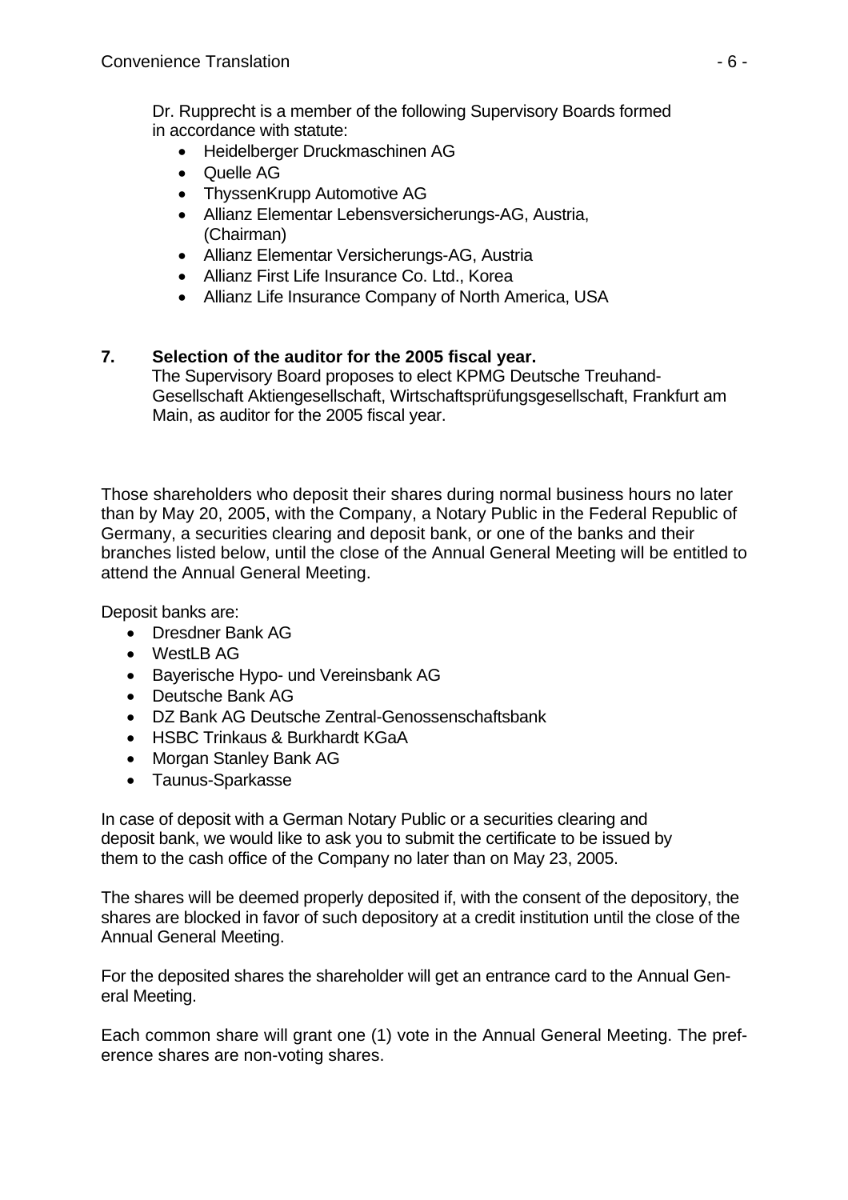Dr. Rupprecht is a member of the following Supervisory Boards formed in accordance with statute:

- Heidelberger Druckmaschinen AG
- Quelle AG
- ThyssenKrupp Automotive AG
- Allianz Elementar Lebensversicherungs-AG, Austria, (Chairman)
- Allianz Elementar Versicherungs-AG, Austria
- Allianz First Life Insurance Co. Ltd., Korea
- Allianz Life Insurance Company of North America, USA

**7. Selection of the auditor for the 2005 fiscal year.**

The Supervisory Board proposes to elect KPMG Deutsche Treuhand-Gesellschaft Aktiengesellschaft, Wirtschaftsprüfungsgesellschaft, Frankfurt am Main, as auditor for the 2005 fiscal year.

Those shareholders who deposit their shares during normal business hours no later than by May 20, 2005, with the Company, a Notary Public in the Federal Republic of Germany, a securities clearing and deposit bank, or one of the banks and their branches listed below, until the close of the Annual General Meeting will be entitled to attend the Annual General Meeting.

Deposit banks are:

- Dresdner Bank AG
- WestLB AG
- Bayerische Hypo- und Vereinsbank AG
- Deutsche Bank AG
- DZ Bank AG Deutsche Zentral-Genossenschaftsbank
- HSBC Trinkaus & Burkhardt KGaA
- Morgan Stanley Bank AG
- Taunus-Sparkasse

In case of deposit with a German Notary Public or a securities clearing and deposit bank, we would like to ask you to submit the certificate to be issued by them to the cash office of the Company no later than on May 23, 2005.

The shares will be deemed properly deposited if, with the consent of the depository, the shares are blocked in favor of such depository at a credit institution until the close of the Annual General Meeting.

For the deposited shares the shareholder will get an entrance card to the Annual General Meeting.

Each common share will grant one (1) vote in the Annual General Meeting. The preference shares are non-voting shares.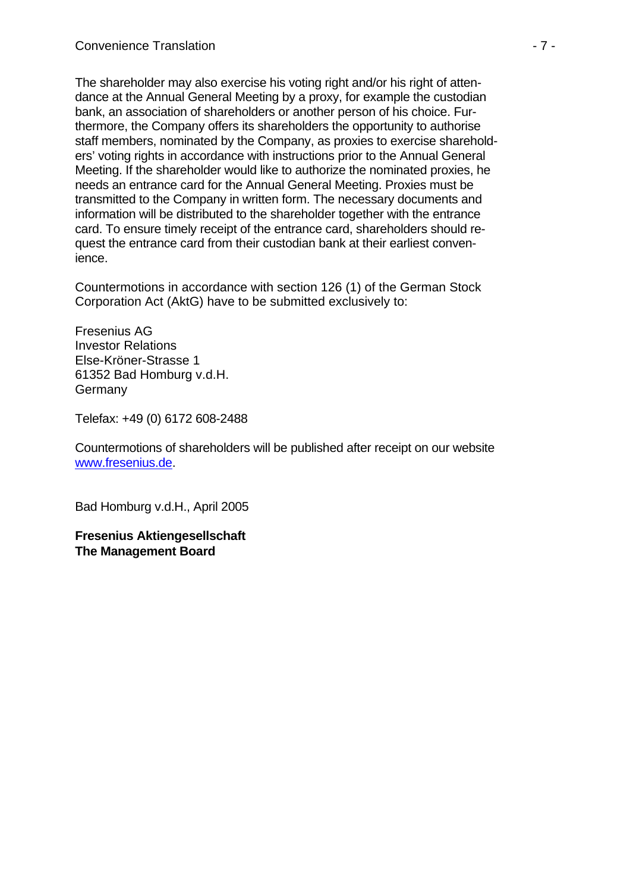The shareholder may also exercise his voting right and/or his right of attendance at the Annual General Meeting by a proxy, for example the custodian bank, an association of shareholders or another person of his choice. Furthermore, the Company offers its shareholders the opportunity to authorise staff members, nominated by the Company, as proxies to exercise shareholders' voting rights in accordance with instructions prior to the Annual General Meeting. If the shareholder would like to authorize the nominated proxies, he needs an entrance card for the Annual General Meeting. Proxies must be transmitted to the Company in written form. The necessary documents and information will be distributed to the shareholder together with the entrance card. To ensure timely receipt of the entrance card, shareholders should request the entrance card from their custodian bank at their earliest convenience.

Countermotions in accordance with section 126 (1) of the German Stock Corporation Act (AktG) have to be submitted exclusively to:

Fresenius AG
Investor Relations
Else-Kröner-Strasse 1
61352 Bad Homburg v.d.H.
Germany

Telefax: +49 (0) 6172 608-2488

Countermotions of shareholders will be published after receipt on our website www.fresenius.de.

Bad Homburg v.d.H., April 2005

**Fresenius Aktiengesellschaft**
**The Management Board**